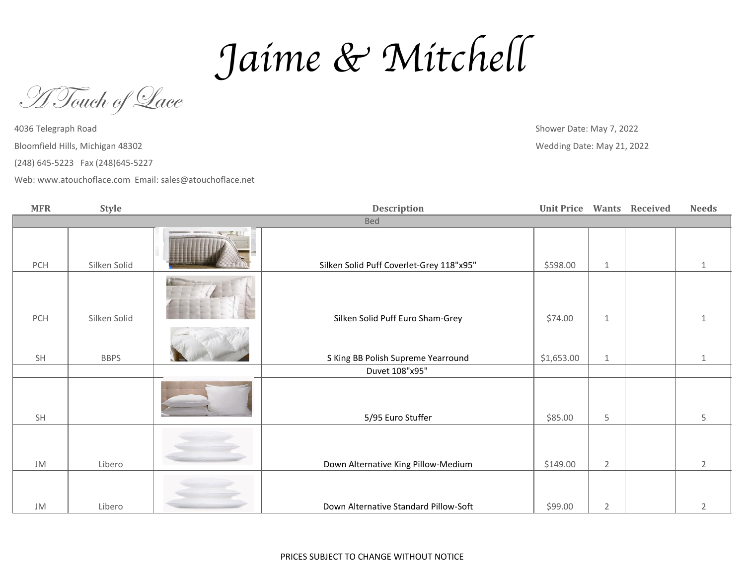# Jaime & Mitchell

*A Touch of Lace*

4036 Telegraph Road

Bloomfield Hills, Michigan 48302

(248) 645-5223 Fax (248)645-5227

Web: www.atouchoflace.com Email: sales@atouchoflace.net

Shower Date: May 7, 2022

Wedding Date: May 21, 2022

| MFR | Style | | Description | Unit Price | Wants | Received | Needs |
|---|---|---|---|---|---|---|---|
| | | | **Bed** | | | | |
| PCH | Silken Solid | | Silken Solid Puff Coverlet-Grey 118"x95" | $598.00 | 1 | | 1 |
| PCH | Silken Solid | | Silken Solid Puff Euro Sham-Grey | $74.00 | 1 | | 1 |
| SH | BBPS | | S King BB Polish Supreme Yearround Duvet 108"x95" | $1,653.00 | 1 | | 1 |
| SH | | | 5/95 Euro Stuffer | $85.00 | 5 | | 5 |
| JM | Libero | | Down Alternative King Pillow-Medium | $149.00 | 2 | | 2 |
| JM | Libero | | Down Alternative Standard Pillow-Soft | $99.00 | 2 | | 2 |

PRICES SUBJECT TO CHANGE WITHOUT NOTICE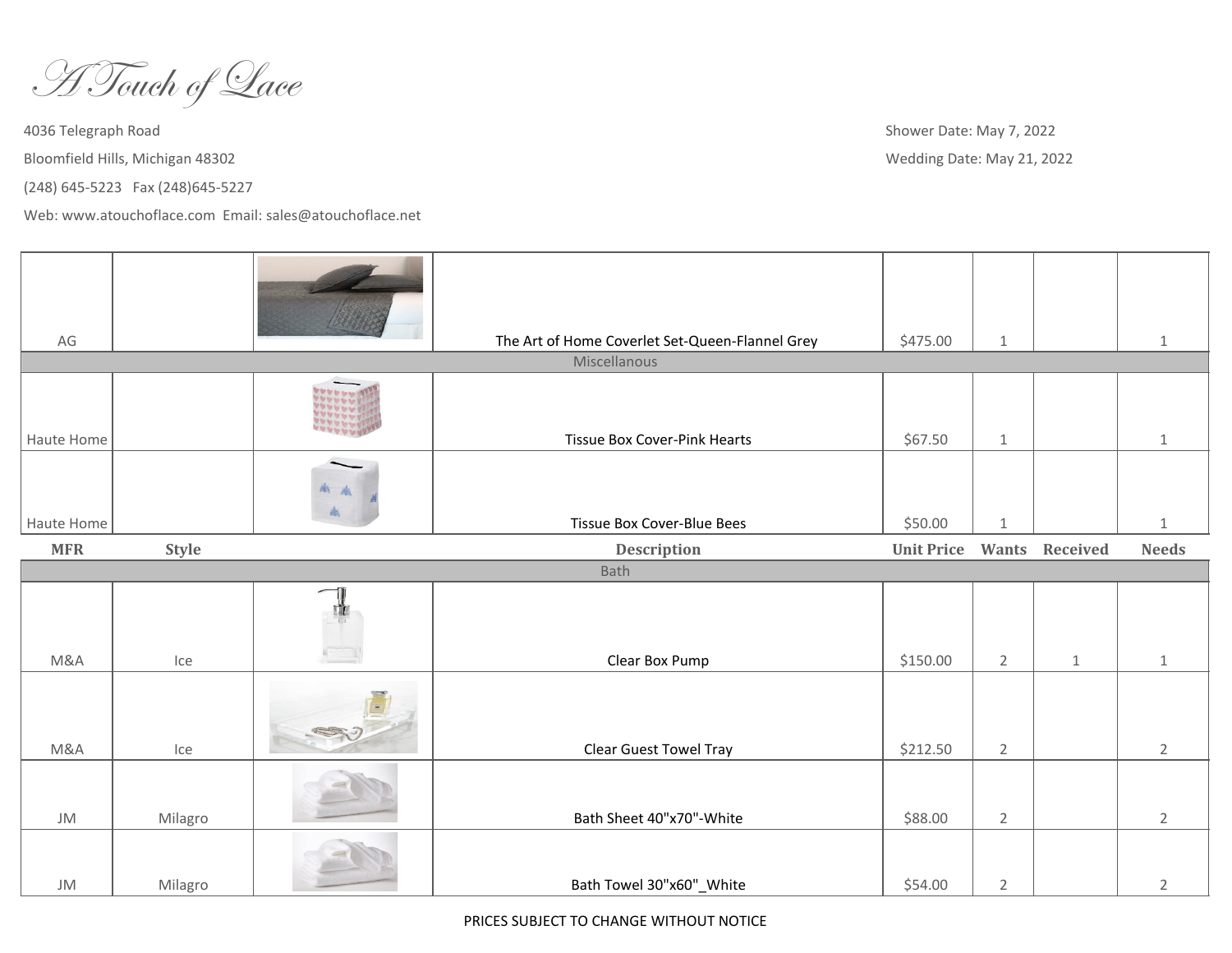A Touch of Lace

4036 Telegraph Road

Bloomfield Hills, Michigan 48302

(248) 645-5223   Fax (248)645-5227

Web: www.atouchoflace.com  Email: sales@atouchoflace.net

Shower Date: May 7, 2022

Wedding Date: May 21, 2022

| MFR | Style | | Description | Unit Price | Wants | Received | Needs |
|---|---|---|---|---|---|---|---|
| AG | | | The Art of Home Coverlet Set-Queen-Flannel Grey | $475.00 | 1 | | 1 |
| | | | Miscellanous | | | | |
| Haute Home | | | Tissue Box Cover-Pink Hearts | $67.50 | 1 | | 1 |
| Haute Home | | | Tissue Box Cover-Blue Bees | $50.00 | 1 | | 1 |
| | | | Bath | | | | |
| M&A | Ice | | Clear Box Pump | $150.00 | 2 | 1 | 1 |
| M&A | Ice | | Clear Guest Towel Tray | $212.50 | 2 | | 2 |
| JM | Milagro | | Bath Sheet 40"x70"-White | $88.00 | 2 | | 2 |
| JM | Milagro | | Bath Towel 30"x60"_White | $54.00 | 2 | | 2 |

PRICES SUBJECT TO CHANGE WITHOUT NOTICE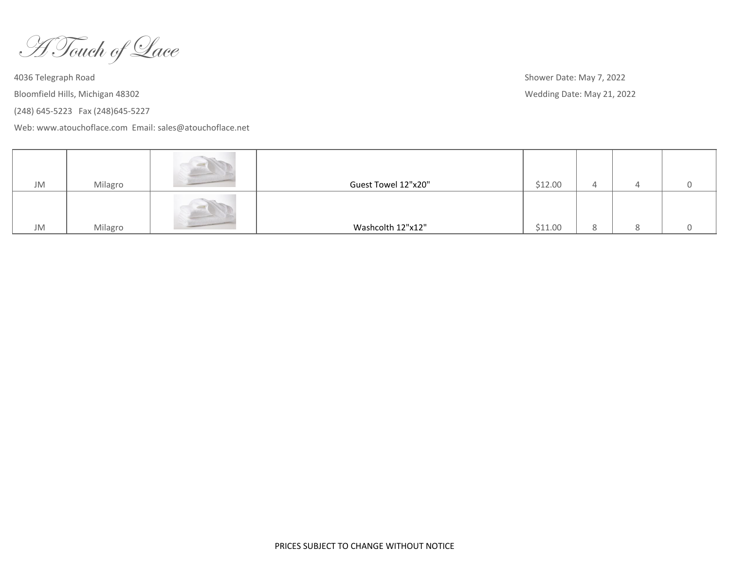A Touch of Lace

4036 Telegraph Road

Bloomfield Hills, Michigan 48302

(248) 645-5223   Fax (248)645-5227

Web: www.atouchoflace.com  Email: sales@atouchoflace.net

Shower Date: May 7, 2022

Wedding Date: May 21, 2022

| | | | | | | | |
|---|---|---|---|---|---|---|---|
| JM | Milagro | | Guest Towel 12"x20" | $12.00 | 4 | 4 | 0 |
| JM | Milagro | | Washcolth 12"x12" | $11.00 | 8 | 8 | 0 |

PRICES SUBJECT TO CHANGE WITHOUT NOTICE